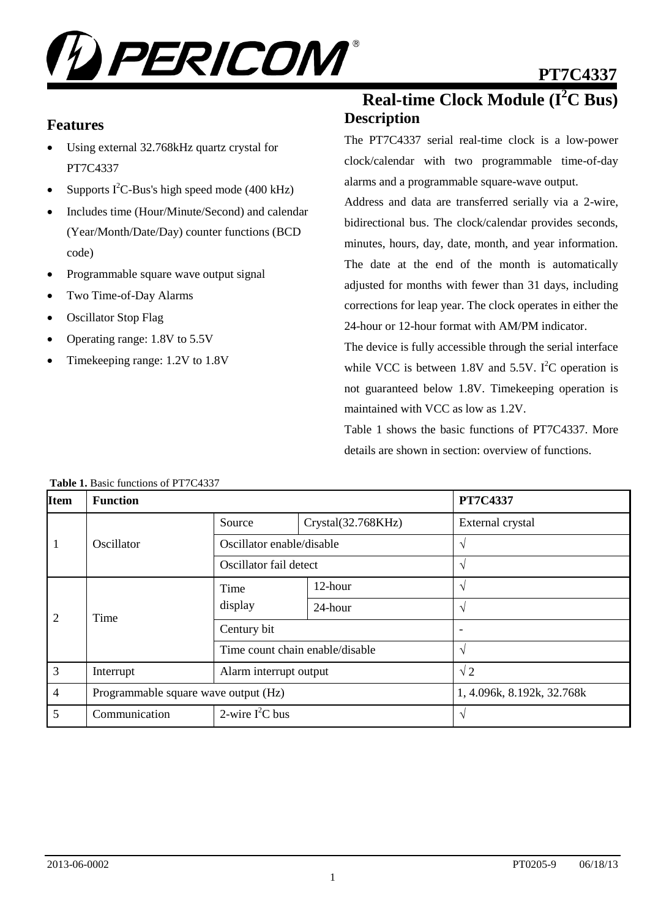# PT7C4337

## Real-time Clock Module (I$^2$C Bus)

## Features

- Using external 32.768kHz quartz crystal for PT7C4337
- Supports I$^2$C-Bus's high speed mode (400 kHz)
- Includes time (Hour/Minute/Second) and calendar (Year/Month/Date/Day) counter functions (BCD code)
- Programmable square wave output signal
- Two Time-of-Day Alarms
- Oscillator Stop Flag
- Operating range: 1.8V to 5.5V
- Timekeeping range: 1.2V to 1.8V

## Description

The PT7C4337 serial real-time clock is a low-power clock/calendar with two programmable time-of-day alarms and a programmable square-wave output.

Address and data are transferred serially via a 2-wire, bidirectional bus. The clock/calendar provides seconds, minutes, hours, day, date, month, and year information. The date at the end of the month is automatically adjusted for months with fewer than 31 days, including corrections for leap year. The clock operates in either the 24-hour or 12-hour format with AM/PM indicator.

The device is fully accessible through the serial interface while VCC is between 1.8V and 5.5V. I$^2$C operation is not guaranteed below 1.8V. Timekeeping operation is maintained with VCC as low as 1.2V.

Table 1 shows the basic functions of PT7C4337. More details are shown in section: overview of functions.

**Table 1.** Basic functions of PT7C4337

| Item | Function | | | PT7C4337 |
|---|---|---|---|---|
| 1 | Oscillator | Source | Crystal(32.768KHz) | External crystal |
| | | Oscillator enable/disable | | √ |
| | | Oscillator fail detect | | √ |
| 2 | Time | Time display | 12-hour | √ |
| | | | 24-hour | √ |
| | | Century bit | | - |
| | | Time count chain enable/disable | | √ |
| 3 | Interrupt | Alarm interrupt output | | √ 2 |
| 4 | Programmable square wave output (Hz) | | | 1, 4.096k, 8.192k, 32.768k |
| 5 | Communication | 2-wire I$^2$C bus | | √ |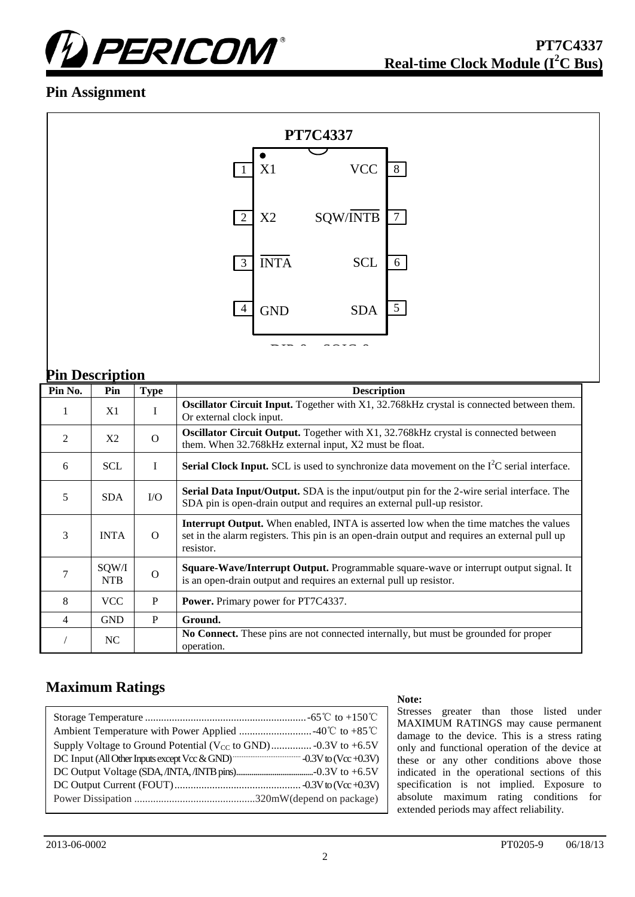## Pin Assignment

PT7C4337

1 X1
2 X2
3 INTA
4 GND
8 VCC
7 SQW/INTB
6 SCL
5 SDA

DIP-8 SOIC-8

## Pin Description

| Pin No. | Pin | Type | Description |
|---|---|---|---|
| 1 | X1 | I | **Oscillator Circuit Input.** Together with X1, 32.768kHz crystal is connected between them. Or external clock input. |
| 2 | X2 | O | **Oscillator Circuit Output.** Together with X1, 32.768kHz crystal is connected between them. When 32.768kHz external input, X2 must be float. |
| 6 | SCL | I | **Serial Clock Input.** SCL is used to synchronize data movement on the $I^2C$ serial interface. |
| 5 | SDA | I/O | **Serial Data Input/Output.** SDA is the input/output pin for the 2-wire serial interface. The SDA pin is open-drain output and requires an external pull-up resistor. |
| 3 | INTA | O | **Interrupt Output.** When enabled, INTA is asserted low when the time matches the values set in the alarm registers. This pin is an open-drain output and requires an external pull up resistor. |
| 7 | SQW/INTB | O | **Square-Wave/Interrupt Output.** Programmable square-wave or interrupt output signal. It is an open-drain output and requires an external pull up resistor. |
| 8 | VCC | P | **Power.** Primary power for PT7C4337. |
| 4 | GND | P | **Ground.** |
| / | NC | | **No Connect.** These pins are not connected internally, but must be grounded for proper operation. |

## Maximum Ratings

Storage Temperature ............................................................ -65℃ to +150℃
Ambient Temperature with Power Applied ........................... -40℃ to +85℃
Supply Voltage to Ground Potential ($V_{CC}$ to GND)............... -0.3V to +6.5V
DC Input (All Other Inputs except Vcc & GND) ............................ -0.3V to (Vcc +0.3V)
DC Output Voltage (SDA, /INTA, /INTB pins)........................ -0.3V to +6.5V
DC Output Current (FOUT)............................................... -0.3V to (Vcc +0.3V)
Power Dissipation .............................................320mW(depend on package)

**Note:**
Stresses greater than those listed under MAXIMUM RATINGS may cause permanent damage to the device. This is a stress rating only and functional operation of the device at these or any other conditions above those indicated in the operational sections of this specification is not implied. Exposure to absolute maximum rating conditions for extended periods may affect reliability.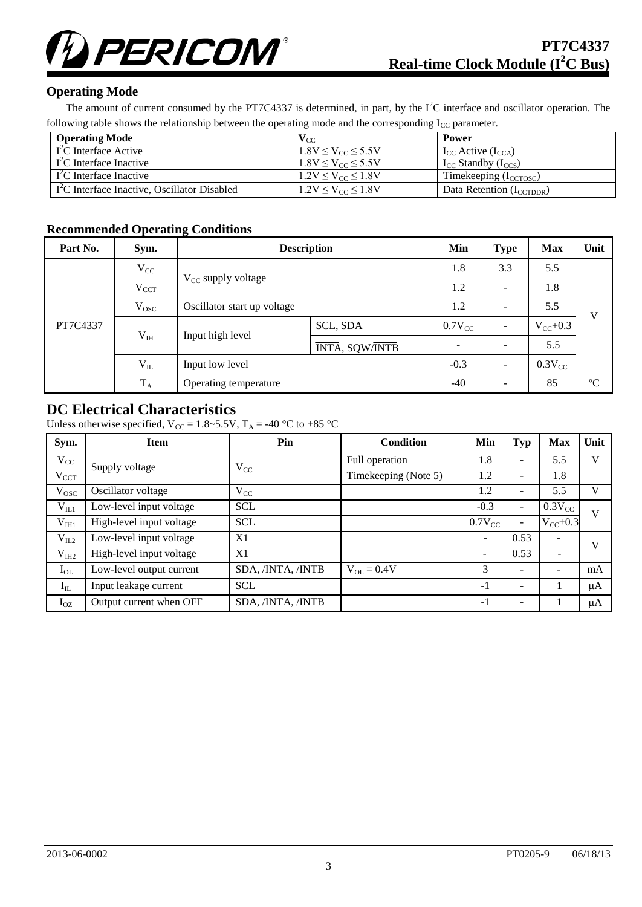### Operating Mode

The amount of current consumed by the PT7C4337 is determined, in part, by the $I^2C$ interface and oscillator operation. The following table shows the relationship between the operating mode and the corresponding $I_{CC}$ parameter.

| Operating Mode | $V_{CC}$ | Power |
|---|---|---|
| $I^2C$ Interface Active | $1.8V \leq V_{CC} \leq 5.5V$ | $I_{CC}$ Active ($I_{CCA}$) |
| $I^2C$ Interface Inactive | $1.8V \leq V_{CC} \leq 5.5V$ | $I_{CC}$ Standby ($I_{CCS}$) |
| $I^2C$ Interface Inactive | $1.2V \leq V_{CC} \leq 1.8V$ | Timekeeping ($I_{CCTOSC}$) |
| $I^2C$ Interface Inactive, Oscillator Disabled | $1.2V \leq V_{CC} \leq 1.8V$ | Data Retention ($I_{CCTDDR}$) |

### Recommended Operating Conditions

| Part No. | Sym. | Description | | Min | Type | Max | Unit |
|---|---|---|---|---|---|---|---|
| PT7C4337 | $V_{CC}$ | $V_{CC}$ supply voltage | | 1.8 | 3.3 | 5.5 | V |
| | $V_{CCT}$ | | | 1.2 | - | 1.8 | |
| | $V_{OSC}$ | Oscillator start up voltage | | 1.2 | - | 5.5 | |
| | $V_{IH}$ | Input high level | SCL, SDA | $0.7V_{CC}$ | - | $V_{CC}$+0.3 | |
| | | | $\overline{INTA}$, SQW/$\overline{INTB}$ | - | - | 5.5 | |
| | $V_{IL}$ | Input low level | | -0.3 | - | $0.3V_{CC}$ | |
| | $T_A$ | Operating temperature | | -40 | - | 85 | ºC |

## DC Electrical Characteristics

Unless otherwise specified, $V_{CC}$ = 1.8~5.5V, $T_A$ = -40 °C to +85 °C

| Sym. | Item | Pin | Condition | Min | Typ | Max | Unit |
|---|---|---|---|---|---|---|---|
| $V_{CC}$ | Supply voltage | $V_{CC}$ | Full operation | 1.8 | - | 5.5 | V |
| $V_{CCT}$ | | | Timekeeping (Note 5) | 1.2 | - | 1.8 | |
| $V_{OSC}$ | Oscillator voltage | $V_{CC}$ | | 1.2 | - | 5.5 | V |
| $V_{IL1}$ | Low-level input voltage | SCL | | -0.3 | - | $0.3V_{CC}$ | V |
| $V_{IH1}$ | High-level input voltage | SCL | | $0.7V_{CC}$ | - | $V_{CC}$+0.3 | |
| $V_{IL2}$ | Low-level input voltage | X1 | | - | 0.53 | - | V |
| $V_{IH2}$ | High-level input voltage | X1 | | - | 0.53 | - | |
| $I_{OL}$ | Low-level output current | SDA, /INTA, /INTB | $V_{OL}$ = 0.4V | 3 | - | - | mA |
| $I_{IL}$ | Input leakage current | SCL | | -1 | - | 1 | μA |
| $I_{OZ}$ | Output current when OFF | SDA, /INTA, /INTB | | -1 | - | 1 | μA |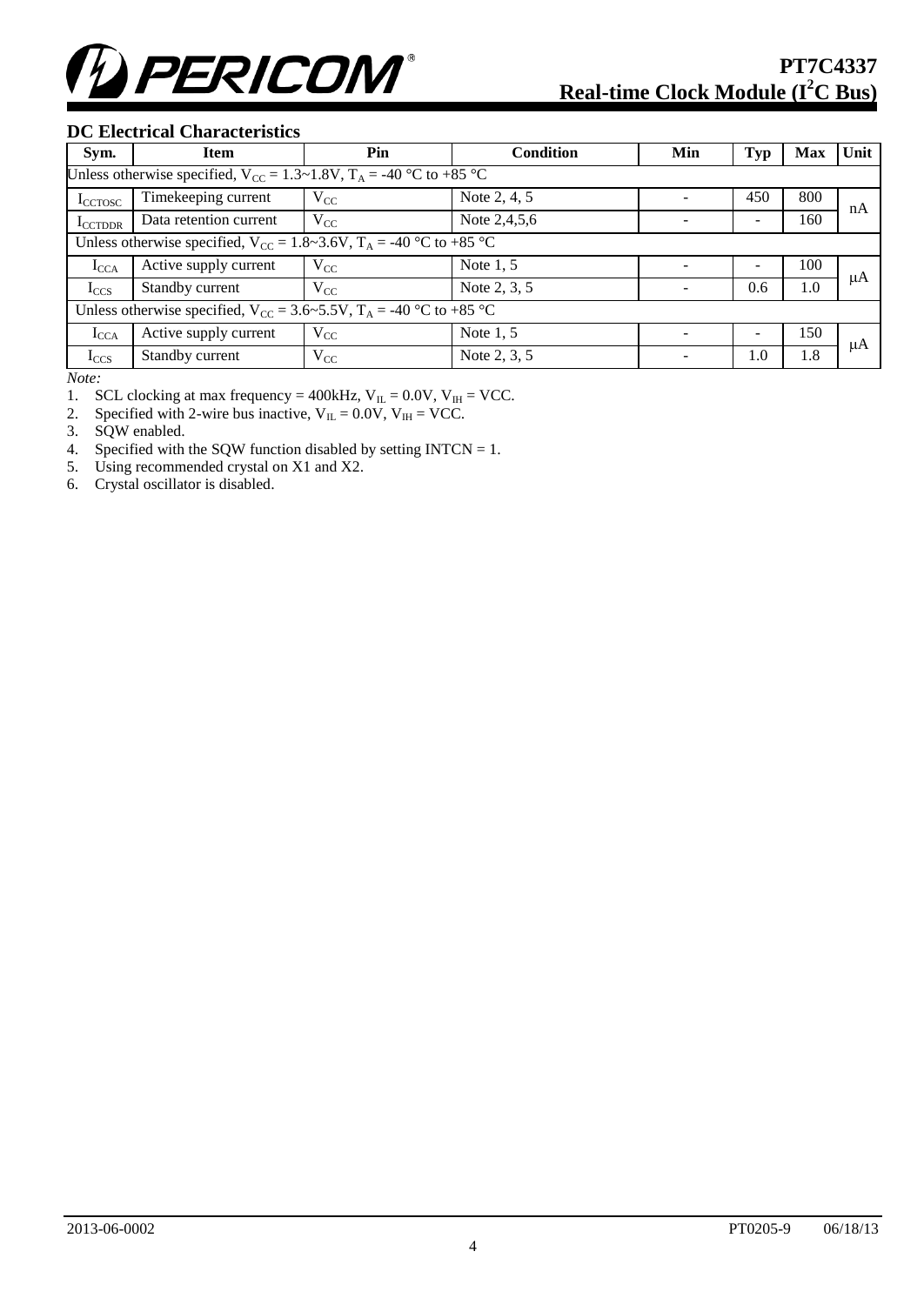## DC Electrical Characteristics

| Sym. | Item | Pin | Condition | Min | Typ | Max | Unit |
|---|---|---|---|---|---|---|---|
| Unless otherwise specified, $V_{CC}$ = 1.3~1.8V, $T_A$ = -40 °C to +85 °C | | | | | | | |
| $I_{CCTOSC}$ | Timekeeping current | $V_{CC}$ | Note 2, 4, 5 | - | 450 | 800 | nA |
| $I_{CCTDDR}$ | Data retention current | $V_{CC}$ | Note 2,4,5,6 | - | - | 160 | nA |
| Unless otherwise specified, $V_{CC}$ = 1.8~3.6V, $T_A$ = -40 °C to +85 °C | | | | | | | |
| $I_{CCA}$ | Active supply current | $V_{CC}$ | Note 1, 5 | - | - | 100 | μA |
| $I_{CCS}$ | Standby current | $V_{CC}$ | Note 2, 3, 5 | - | 0.6 | 1.0 | μA |
| Unless otherwise specified, $V_{CC}$ = 3.6~5.5V, $T_A$ = -40 °C to +85 °C | | | | | | | |
| $I_{CCA}$ | Active supply current | $V_{CC}$ | Note 1, 5 | - | - | 150 | μA |
| $I_{CCS}$ | Standby current | $V_{CC}$ | Note 2, 3, 5 | - | 1.0 | 1.8 | μA |

*Note:*

1. SCL clocking at max frequency = 400kHz, $V_{IL}$ = 0.0V, $V_{IH}$ = VCC.
2. Specified with 2-wire bus inactive, $V_{IL}$ = 0.0V, $V_{IH}$ = VCC.
3. SQW enabled.
4. Specified with the SQW function disabled by setting INTCN = 1.
5. Using recommended crystal on X1 and X2.
6. Crystal oscillator is disabled.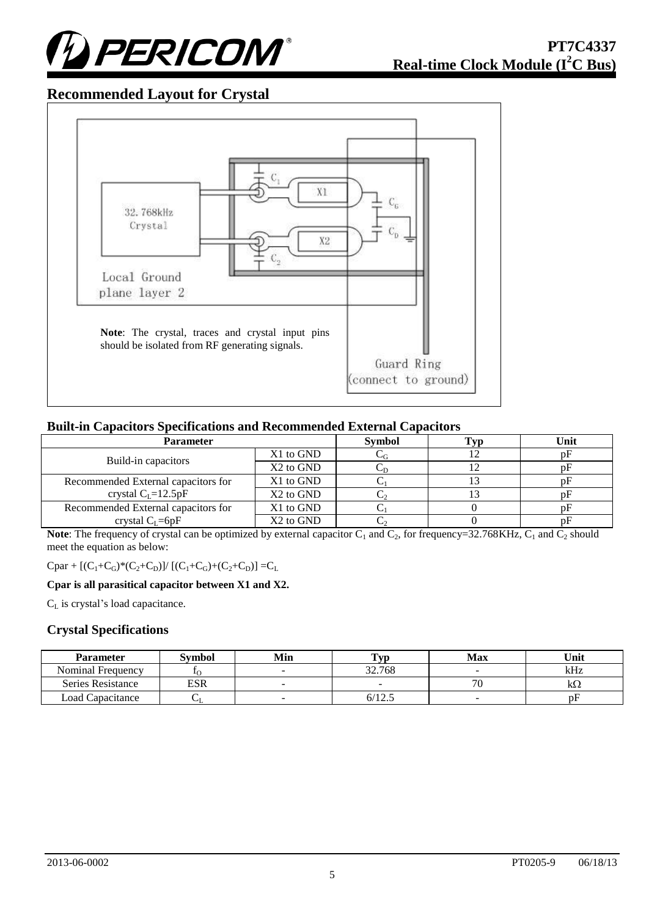## Recommended Layout for Crystal

32.768kHz Crystal

Local Ground plane layer 2

$C_1$

$C_2$

X1

X2

$C_G$

$C_D$

**Note**: The crystal, traces and crystal input pins should be isolated from RF generating signals.

Guard Ring (connect to ground)

### Built-in Capacitors Specifications and Recommended External Capacitors

| Parameter | | Symbol | Typ | Unit |
|---|---|---|---|---|
| Build-in capacitors | X1 to GND | $C_G$ | 12 | pF |
| | X2 to GND | $C_D$ | 12 | pF |
| Recommended External capacitors for crystal $C_L$=12.5pF | X1 to GND | $C_1$ | 13 | pF |
| | X2 to GND | $C_2$ | 13 | pF |
| Recommended External capacitors for crystal $C_L$=6pF | X1 to GND | $C_1$ | 0 | pF |
| | X2 to GND | $C_2$ | 0 | pF |

**Note**: The frequency of crystal can be optimized by external capacitor $C_1$ and $C_2$, for frequency=32.768KHz, $C_1$ and $C_2$ should meet the equation as below:

$$Cpar + [(C_1+C_G)*(C_2+C_D)]/ [(C_1+C_G)+(C_2+C_D)] = C_L$$

**Cpar is all parasitical capacitor between X1 and X2.**

$C_L$ is crystal's load capacitance.

### Crystal Specifications

| Parameter | Symbol | Min | Typ | Max | Unit |
|---|---|---|---|---|---|
| Nominal Frequency | $f_O$ | - | 32.768 | - | kHz |
| Series Resistance | ESR | - | - | 70 | kΩ |
| Load Capacitance | $C_L$ | - | 6/12.5 | - | pF |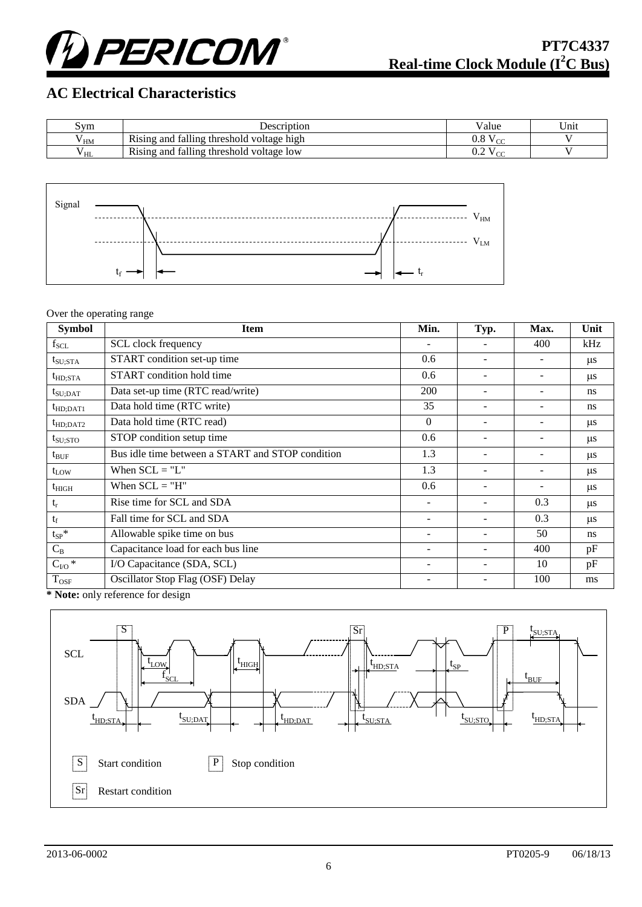## AC Electrical Characteristics

| Sym | Description | Value | Unit |
|---|---|---|---|
| $V_{HM}$ | Rising and falling threshold voltage high | 0.8 $V_{CC}$ | V |
| $V_{HL}$ | Rising and falling threshold voltage low | 0.2 $V_{CC}$ | V |

Signal

$V_{HM}$

$V_{LM}$

$t_f$

$t_r$

Over the operating range

| Symbol | Item | Min. | Typ. | Max. | Unit |
|---|---|---|---|---|---|
| $f_{SCL}$ | SCL clock frequency | - | - | 400 | kHz |
| $t_{SU;STA}$ | START condition set-up time | 0.6 | - | - | μs |
| $t_{HD;STA}$ | START condition hold time | 0.6 | - | - | μs |
| $t_{SU;DAT}$ | Data set-up time (RTC read/write) | 200 | - | - | ns |
| $t_{HD;DAT1}$ | Data hold time (RTC write) | 35 | - | - | ns |
| $t_{HD;DAT2}$ | Data hold time (RTC read) | 0 | - | - | μs |
| $t_{SU;STO}$ | STOP condition setup time | 0.6 | - | - | μs |
| $t_{BUF}$ | Bus idle time between a START and STOP condition | 1.3 | - | - | μs |
| $t_{LOW}$ | When SCL = "L" | 1.3 | - | - | μs |
| $t_{HIGH}$ | When SCL = "H" | 0.6 | - | - | μs |
| $t_r$ | Rise time for SCL and SDA | - | - | 0.3 | μs |
| $t_f$ | Fall time for SCL and SDA | - | - | 0.3 | μs |
| $t_{SP}$* | Allowable spike time on bus | - | - | 50 | ns |
| $C_B$ | Capacitance load for each bus line | - | - | 400 | pF |
| $C_{I/O}$ * | I/O Capacitance (SDA, SCL) | - | - | 10 | pF |
| $T_{OSF}$ | Oscillator Stop Flag (OSF) Delay | - | - | 100 | ms |

**\* Note:** only reference for design

S Sr P $t_{SU;STA}$

SCL $t_{LOW}$ $t_{HIGH}$ $f_{SCL}$ $t_{HD;STA}$ $t_{SP}$ $t_{BUF}$

SDA $t_{HD;STA}$ $t_{SU;DAT}$ $t_{HD;DAT}$ $t_{SU;STA}$ $t_{SU;STO}$ $t_{HD;STA}$

S Start condition

P Stop condition

Sr Restart condition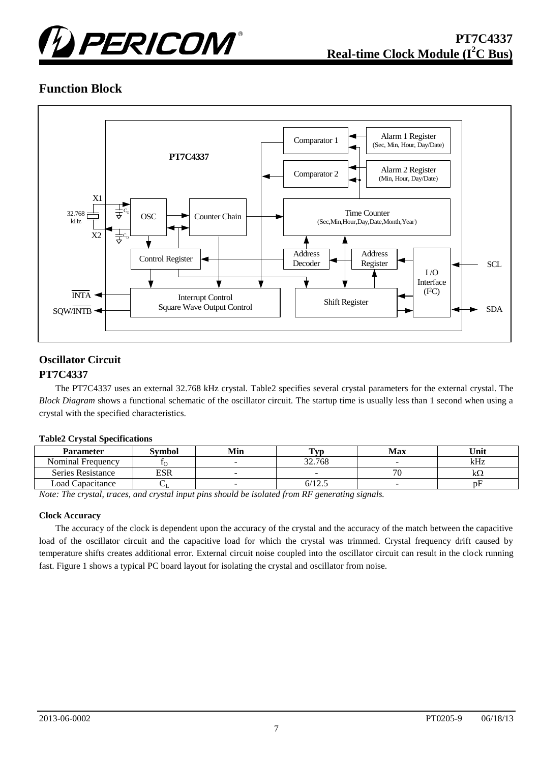## Function Block

PT7C4337

Comparator 1

Alarm 1 Register (Sec, Min, Hour, Day/Date)

Comparator 2

Alarm 2 Register (Min, Hour, Day/Date)

X1

32.768 kHz

X2

$C_G$

$C_D$

OSC

Counter Chain

Time Counter (Sec,Min,Hour,Day,Date,Month,Year)

Control Register

Address Decoder

Address Register

I /O Interface ($I^2C$)

SCL

INTA

SQW/INTB

Interrupt Control Square Wave Output Control

Shift Register

SDA

## Oscillator Circuit

### PT7C4337

The PT7C4337 uses an external 32.768 kHz crystal. Table2 specifies several crystal parameters for the external crystal. The *Block Diagram* shows a functional schematic of the oscillator circuit. The startup time is usually less than 1 second when using a crystal with the specified characteristics.

**Table2 Crystal Specifications**

| Parameter | Symbol | Min | Typ | Max | Unit |
|---|---|---|---|---|---|
| Nominal Frequency | $f_O$ | - | 32.768 | - | kHz |
| Series Resistance | ESR | - | - | 70 | kΩ |
| Load Capacitance | $C_L$ | - | 6/12.5 | - | pF |

*Note: The crystal, traces, and crystal input pins should be isolated from RF generating signals.*

#### Clock Accuracy

The accuracy of the clock is dependent upon the accuracy of the crystal and the accuracy of the match between the capacitive load of the oscillator circuit and the capacitive load for which the crystal was trimmed. Crystal frequency drift caused by temperature shifts creates additional error. External circuit noise coupled into the oscillator circuit can result in the clock running fast. Figure 1 shows a typical PC board layout for isolating the crystal and oscillator from noise.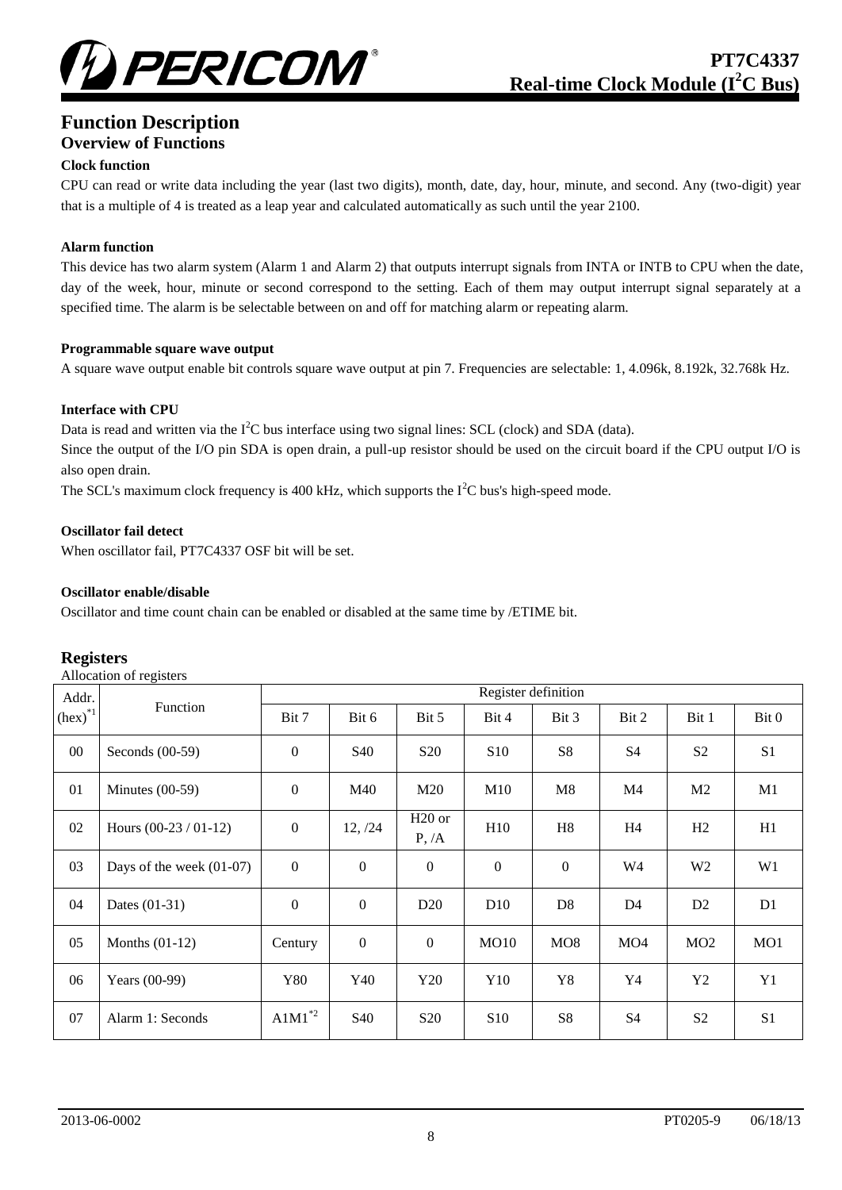# Function Description

## Overview of Functions

### Clock function

CPU can read or write data including the year (last two digits), month, date, day, hour, minute, and second. Any (two-digit) year that is a multiple of 4 is treated as a leap year and calculated automatically as such until the year 2100.

### Alarm function

This device has two alarm system (Alarm 1 and Alarm 2) that outputs interrupt signals from INTA or INTB to CPU when the date, day of the week, hour, minute or second correspond to the setting. Each of them may output interrupt signal separately at a specified time. The alarm is be selectable between on and off for matching alarm or repeating alarm.

### Programmable square wave output

A square wave output enable bit controls square wave output at pin 7. Frequencies are selectable: 1, 4.096k, 8.192k, 32.768k Hz.

### Interface with CPU

Data is read and written via the I$^2$C bus interface using two signal lines: SCL (clock) and SDA (data).

Since the output of the I/O pin SDA is open drain, a pull-up resistor should be used on the circuit board if the CPU output I/O is also open drain.

The SCL's maximum clock frequency is 400 kHz, which supports the I$^2$C bus's high-speed mode.

### Oscillator fail detect

When oscillator fail, PT7C4337 OSF bit will be set.

### Oscillator enable/disable

Oscillator and time count chain can be enabled or disabled at the same time by /ETIME bit.

## Registers

Allocation of registers

| Addr. (hex)[*1] | Function | Register definition | | | | | | | |
|---|---|---|---|---|---|---|---|---|---|
| | | Bit 7 | Bit 6 | Bit 5 | Bit 4 | Bit 3 | Bit 2 | Bit 1 | Bit 0 |
| 00 | Seconds (00-59) | 0 | S40 | S20 | S10 | S8 | S4 | S2 | S1 |
| 01 | Minutes (00-59) | 0 | M40 | M20 | M10 | M8 | M4 | M2 | M1 |
| 02 | Hours (00-23 / 01-12) | 0 | 12, /24 | H20 or P, /A | H10 | H8 | H4 | H2 | H1 |
| 03 | Days of the week (01-07) | 0 | 0 | 0 | 0 | 0 | W4 | W2 | W1 |
| 04 | Dates (01-31) | 0 | 0 | D20 | D10 | D8 | D4 | D2 | D1 |
| 05 | Months (01-12) | Century | 0 | 0 | MO10 | MO8 | MO4 | MO2 | MO1 |
| 06 | Years (00-99) | Y80 | Y40 | Y20 | Y10 | Y8 | Y4 | Y2 | Y1 |
| 07 | Alarm 1: Seconds | A1M1[*2] | S40 | S20 | S10 | S8 | S4 | S2 | S1 |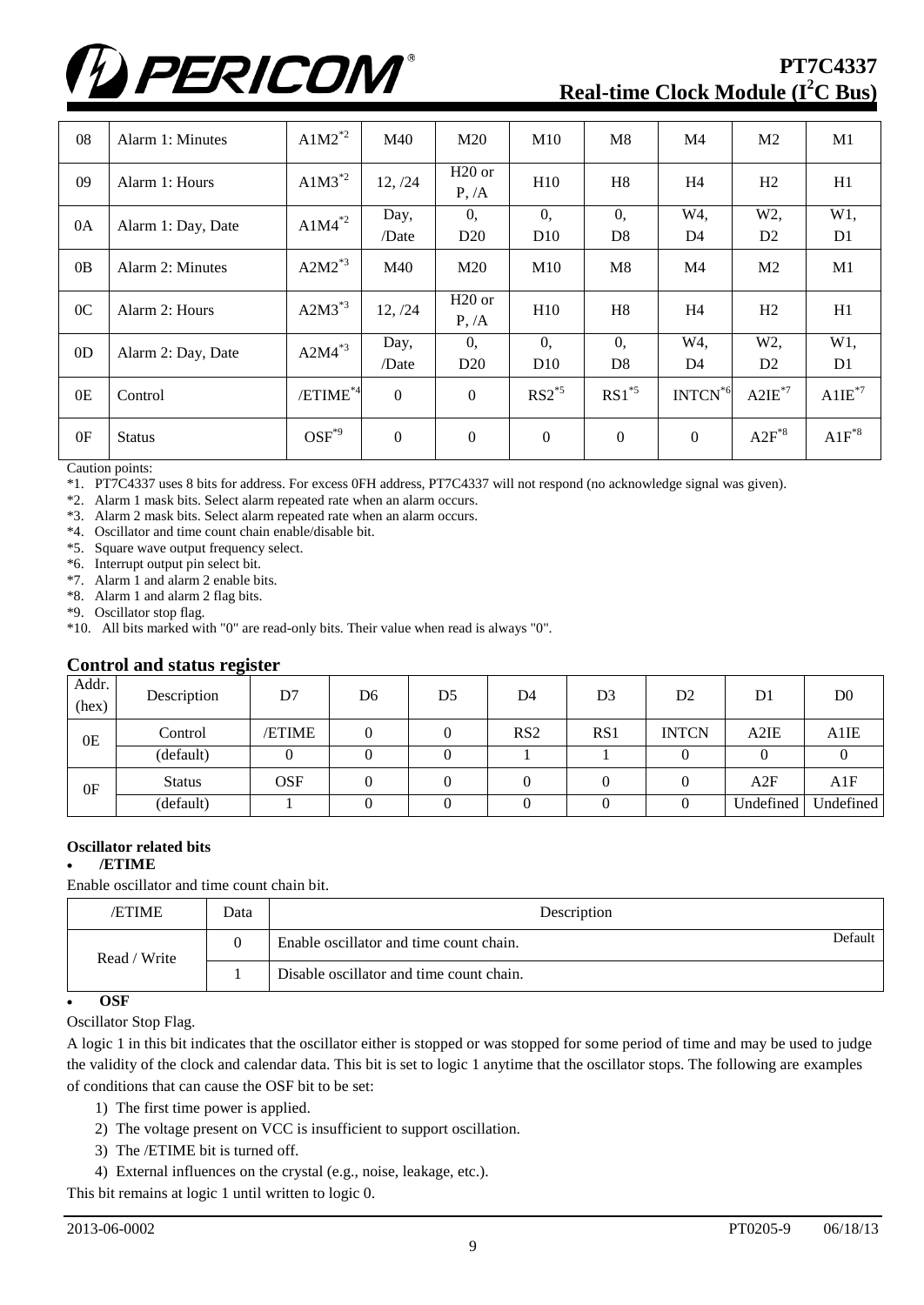| | | | | | | | | | |
|---|---|---|---|---|---|---|---|---|---|
| 08 | Alarm 1: Minutes | A1M2[*2] | M40 | M20 | M10 | M8 | M4 | M2 | M1 |
| 09 | Alarm 1: Hours | A1M3[*2] | 12, /24 | H20 or P, /A | H10 | H8 | H4 | H2 | H1 |
| 0A | Alarm 1: Day, Date | A1M4[*2] | Day, /Date | 0, D20 | 0, D10 | 0, D8 | W4, D4 | W2, D2 | W1, D1 |
| 0B | Alarm 2: Minutes | A2M2[*3] | M40 | M20 | M10 | M8 | M4 | M2 | M1 |
| 0C | Alarm 2: Hours | A2M3[*3] | 12, /24 | H20 or P, /A | H10 | H8 | H4 | H2 | H1 |
| 0D | Alarm 2: Day, Date | A2M4[*3] | Day, /Date | 0, D20 | 0, D10 | 0, D8 | W4, D4 | W2, D2 | W1, D1 |
| 0E | Control | /ETIME[*4] | 0 | 0 | RS2[*5] | RS1[*5] | INTCN[*6] | A2IE[*7] | A1IE[*7] |
| 0F | Status | OSF[*9] | 0 | 0 | 0 | 0 | 0 | A2F[*8] | A1F[*8] |

Caution points:

*1. PT7C4337 uses 8 bits for address. For excess 0FH address, PT7C4337 will not respond (no acknowledge signal was given).
*2. Alarm 1 mask bits. Select alarm repeated rate when an alarm occurs.
*3. Alarm 2 mask bits. Select alarm repeated rate when an alarm occurs.
*4. Oscillator and time count chain enable/disable bit.
*5. Square wave output frequency select.
*6. Interrupt output pin select bit.
*7. Alarm 1 and alarm 2 enable bits.
*8. Alarm 1 and alarm 2 flag bits.
*9. Oscillator stop flag.
*10. All bits marked with "0" are read-only bits. Their value when read is always "0".

## Control and status register

| Addr. (hex) | Description | D7 | D6 | D5 | D4 | D3 | D2 | D1 | D0 |
|---|---|---|---|---|---|---|---|---|---|
| 0E | Control | /ETIME | 0 | 0 | RS2 | RS1 | INTCN | A2IE | A1IE |
| | (default) | 0 | 0 | 0 | 1 | 1 | 0 | 0 | 0 |
| 0F | Status | OSF | 0 | 0 | 0 | 0 | 0 | A2F | A1F |
| | (default) | 1 | 0 | 0 | 0 | 0 | 0 | Undefined | Undefined |

### Oscillator related bits

- **/ETIME**

Enable oscillator and time count chain bit.

| /ETIME | Data | Description |
|---|---|---|
| Read / Write | 0 | Enable oscillator and time count chain. Default |
| | 1 | Disable oscillator and time count chain. |

- **OSF**

Oscillator Stop Flag.

A logic 1 in this bit indicates that the oscillator either is stopped or was stopped for some period of time and may be used to judge the validity of the clock and calendar data. This bit is set to logic 1 anytime that the oscillator stops. The following are examples of conditions that can cause the OSF bit to be set:

1) The first time power is applied.
2) The voltage present on VCC is insufficient to support oscillation.
3) The /ETIME bit is turned off.
4) External influences on the crystal (e.g., noise, leakage, etc.).

This bit remains at logic 1 until written to logic 0.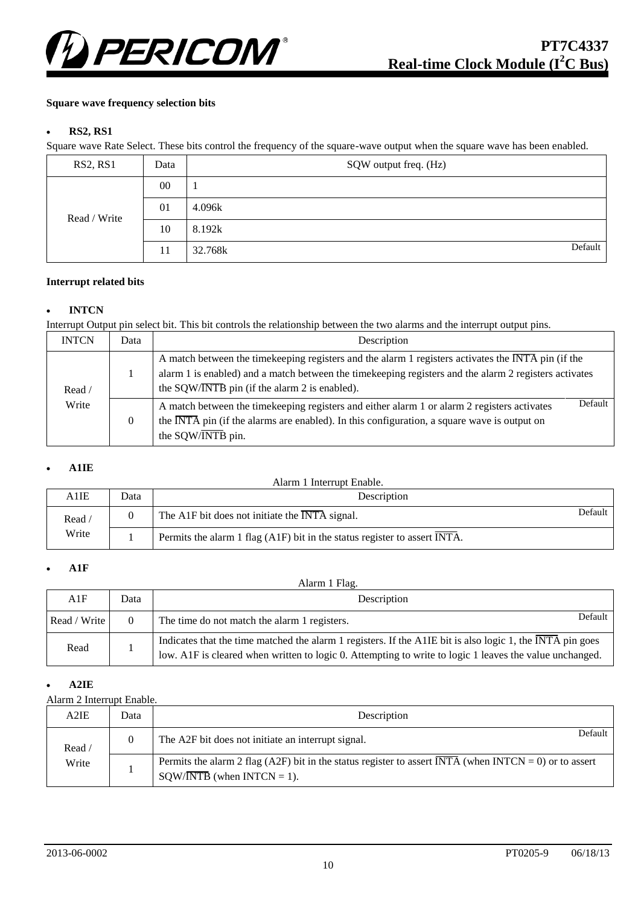**Square wave frequency selection bits**

- **RS2, RS1**

Square wave Rate Select. These bits control the frequency of the square-wave output when the square wave has been enabled.

| RS2, RS1 | Data | SQW output freq. (Hz) |
|---|---|---|
| Read / Write | 00 | 1 |
| | 01 | 4.096k |
| | 10 | 8.192k |
| | 11 | 32.768k Default |

**Interrupt related bits**

- **INTCN**

Interrupt Output pin select bit. This bit controls the relationship between the two alarms and the interrupt output pins.

| INTCN | Data | Description |
|---|---|---|
| Read / Write | 1 | A match between the timekeeping registers and the alarm 1 registers activates the $\overline{\text{INTA}}$ pin (if the alarm 1 is enabled) and a match between the timekeeping registers and the alarm 2 registers activates the SQW/$\overline{\text{INTB}}$ pin (if the alarm 2 is enabled). |
| | 0 | A match between the timekeeping registers and either alarm 1 or alarm 2 registers activates the $\overline{\text{INTA}}$ pin (if the alarms are enabled). In this configuration, a square wave is output on the SQW/$\overline{\text{INTB}}$ pin. Default |

- **A1IE**

Alarm 1 Interrupt Enable.

| A1IE | Data | Description |
|---|---|---|
| Read / Write | 0 | The A1F bit does not initiate the $\overline{\text{INTA}}$ signal. Default |
| | 1 | Permits the alarm 1 flag (A1F) bit in the status register to assert $\overline{\text{INTA}}$. |

- **A1F**

Alarm 1 Flag.

| A1F | Data | Description |
|---|---|---|
| Read / Write | 0 | The time do not match the alarm 1 registers. Default |
| Read | 1 | Indicates that the time matched the alarm 1 registers. If the A1IE bit is also logic 1, the $\overline{\text{INTA}}$ pin goes low. A1F is cleared when written to logic 0. Attempting to write to logic 1 leaves the value unchanged. |

- **A2IE**

Alarm 2 Interrupt Enable.

| A2IE | Data | Description |
|---|---|---|
| Read / Write | 0 | The A2F bit does not initiate an interrupt signal. Default |
| | 1 | Permits the alarm 2 flag (A2F) bit in the status register to assert $\overline{\text{INTA}}$ (when INTCN = 0) or to assert SQW/$\overline{\text{INTB}}$ (when INTCN = 1). |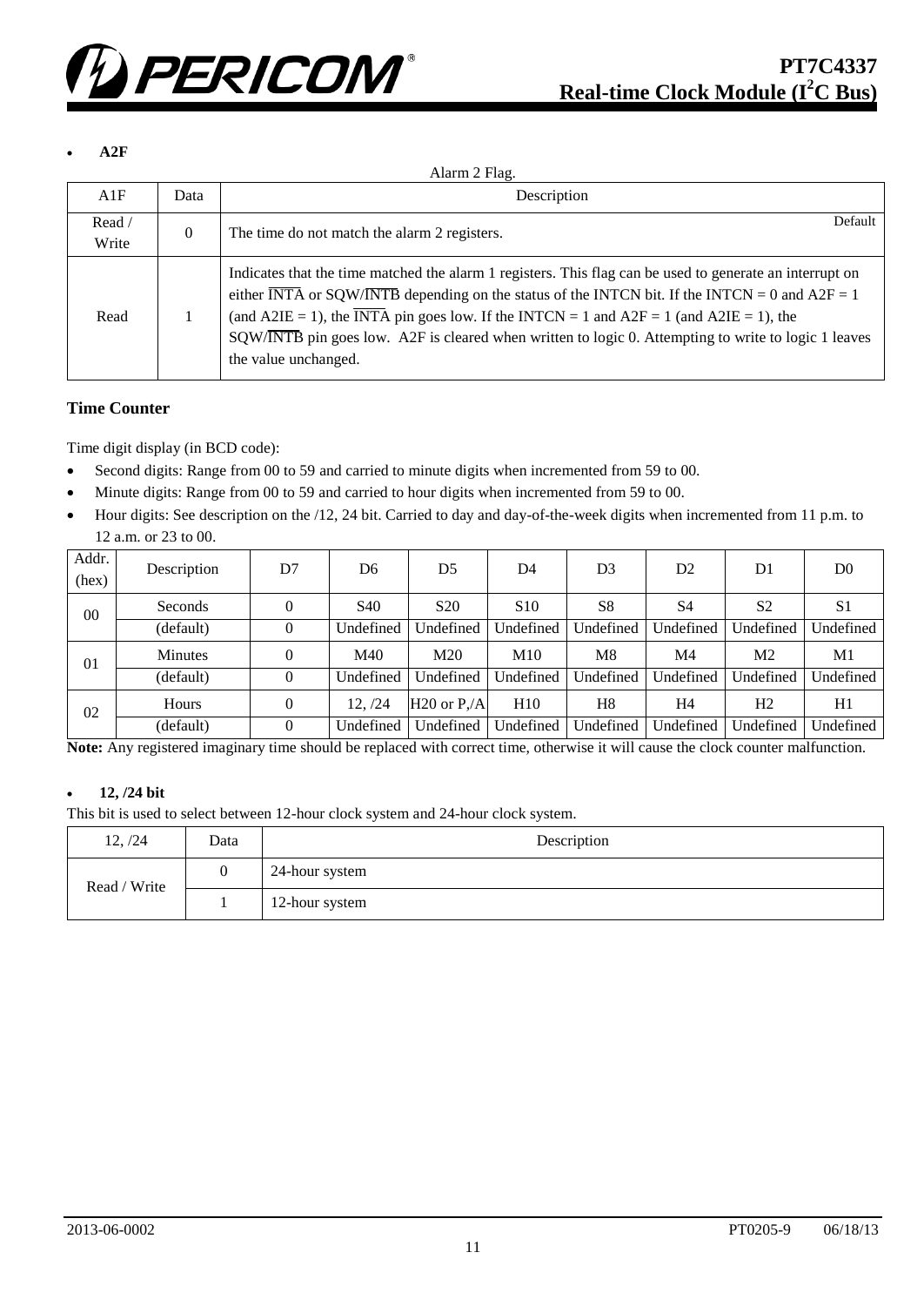- **A2F**

Alarm 2 Flag.

| A1F | Data | Description |
|---|---|---|
| Read / Write | 0 | The time do not match the alarm 2 registers. Default |
| Read | 1 | Indicates that the time matched the alarm 1 registers. This flag can be used to generate an interrupt on either $\overline{INTA}$ or SQW/$\overline{INTB}$ depending on the status of the INTCN bit. If the INTCN = 0 and A2F = 1 (and A2IE = 1), the $\overline{INTA}$ pin goes low. If the INTCN = 1 and A2F = 1 (and A2IE = 1), the SQW/$\overline{INTB}$ pin goes low. A2F is cleared when written to logic 0. Attempting to write to logic 1 leaves the value unchanged. |

### Time Counter

Time digit display (in BCD code):

- Second digits: Range from 00 to 59 and carried to minute digits when incremented from 59 to 00.
- Minute digits: Range from 00 to 59 and carried to hour digits when incremented from 59 to 00.
- Hour digits: See description on the /12, 24 bit. Carried to day and day-of-the-week digits when incremented from 11 p.m. to 12 a.m. or 23 to 00.

| Addr. (hex) | Description | D7 | D6 | D5 | D4 | D3 | D2 | D1 | D0 |
|---|---|---|---|---|---|---|---|---|---|
| 00 | Seconds | 0 | S40 | S20 | S10 | S8 | S4 | S2 | S1 |
| | (default) | 0 | Undefined | Undefined | Undefined | Undefined | Undefined | Undefined | Undefined |
| 01 | Minutes | 0 | M40 | M20 | M10 | M8 | M4 | M2 | M1 |
| | (default) | 0 | Undefined | Undefined | Undefined | Undefined | Undefined | Undefined | Undefined |
| 02 | Hours | 0 | 12, /24 | H20 or P,/A | H10 | H8 | H4 | H2 | H1 |
| | (default) | 0 | Undefined | Undefined | Undefined | Undefined | Undefined | Undefined | Undefined |

**Note:** Any registered imaginary time should be replaced with correct time, otherwise it will cause the clock counter malfunction.

- **12, /24 bit**

This bit is used to select between 12-hour clock system and 24-hour clock system.

| 12, /24 | Data | Description |
|---|---|---|
| Read / Write | 0 | 24-hour system |
| | 1 | 12-hour system |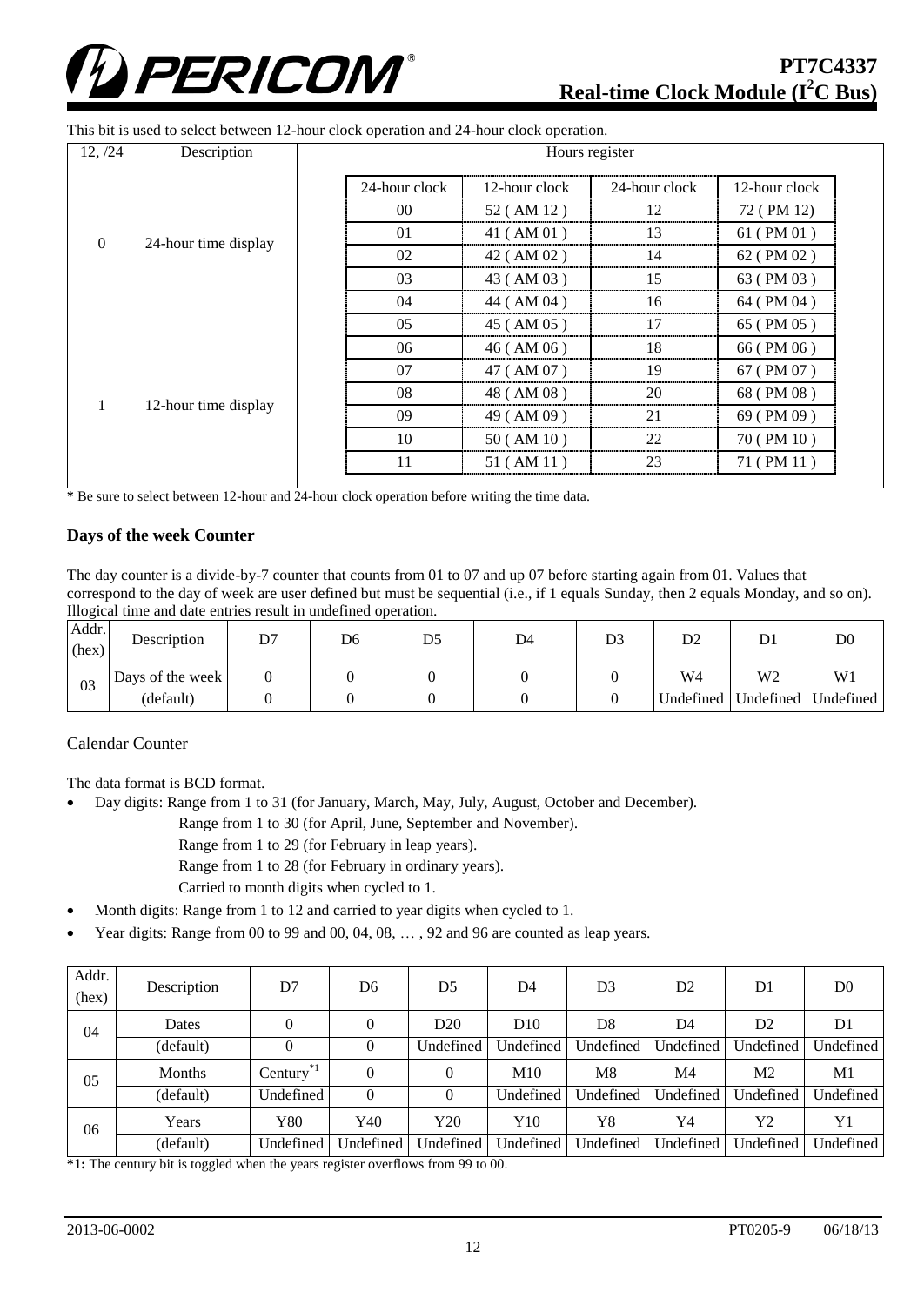This bit is used to select between 12-hour clock operation and 24-hour clock operation.

| 12, /24 | Description | Hours register | | | |
|---|---|---|---|---|---|
| | | 24-hour clock | 12-hour clock | 24-hour clock | 12-hour clock |
| 0 | 24-hour time display | 00 | 52 ( AM 12 ) | 12 | 72 ( PM 12) |
| | | 01 | 41 ( AM 01 ) | 13 | 61 ( PM 01 ) |
| | | 02 | 42 ( AM 02 ) | 14 | 62 ( PM 02 ) |
| | | 03 | 43 ( AM 03 ) | 15 | 63 ( PM 03 ) |
| | | 04 | 44 ( AM 04 ) | 16 | 64 ( PM 04 ) |
| | | 05 | 45 ( AM 05 ) | 17 | 65 ( PM 05 ) |
| 1 | 12-hour time display | 06 | 46 ( AM 06 ) | 18 | 66 ( PM 06 ) |
| | | 07 | 47 ( AM 07 ) | 19 | 67 ( PM 07 ) |
| | | 08 | 48 ( AM 08 ) | 20 | 68 ( PM 08 ) |
| | | 09 | 49 ( AM 09 ) | 21 | 69 ( PM 09 ) |
| | | 10 | 50 ( AM 10 ) | 22 | 70 ( PM 10 ) |
| | | 11 | 51 ( AM 11 ) | 23 | 71 ( PM 11 ) |

**\*** Be sure to select between 12-hour and 24-hour clock operation before writing the time data.

### Days of the week Counter

The day counter is a divide-by-7 counter that counts from 01 to 07 and up 07 before starting again from 01. Values that correspond to the day of week are user defined but must be sequential (i.e., if 1 equals Sunday, then 2 equals Monday, and so on). Illogical time and date entries result in undefined operation.

| Addr. (hex) | Description | D7 | D6 | D5 | D4 | D3 | D2 | D1 | D0 |
|---|---|---|---|---|---|---|---|---|---|
| 03 | Days of the week | 0 | 0 | 0 | 0 | 0 | W4 | W2 | W1 |
| | (default) | 0 | 0 | 0 | 0 | 0 | Undefined | Undefined | Undefined |

### Calendar Counter

The data format is BCD format.

- Day digits: Range from 1 to 31 (for January, March, May, July, August, October and December).
  Range from 1 to 30 (for April, June, September and November).
  Range from 1 to 29 (for February in leap years).
  Range from 1 to 28 (for February in ordinary years).
  Carried to month digits when cycled to 1.
- Month digits: Range from 1 to 12 and carried to year digits when cycled to 1.
- Year digits: Range from 00 to 99 and 00, 04, 08, … , 92 and 96 are counted as leap years.

| Addr. (hex) | Description | D7 | D6 | D5 | D4 | D3 | D2 | D1 | D0 |
|---|---|---|---|---|---|---|---|---|---|
| 04 | Dates | 0 | 0 | D20 | D10 | D8 | D4 | D2 | D1 |
| | (default) | 0 | 0 | Undefined | Undefined | Undefined | Undefined | Undefined | Undefined |
| 05 | Months | Century[*1] | 0 | 0 | M10 | M8 | M4 | M2 | M1 |
| | (default) | Undefined | 0 | 0 | Undefined | Undefined | Undefined | Undefined | Undefined |
| 06 | Years | Y80 | Y40 | Y20 | Y10 | Y8 | Y4 | Y2 | Y1 |
| | (default) | Undefined | Undefined | Undefined | Undefined | Undefined | Undefined | Undefined | Undefined |

**\*1:** The century bit is toggled when the years register overflows from 99 to 00.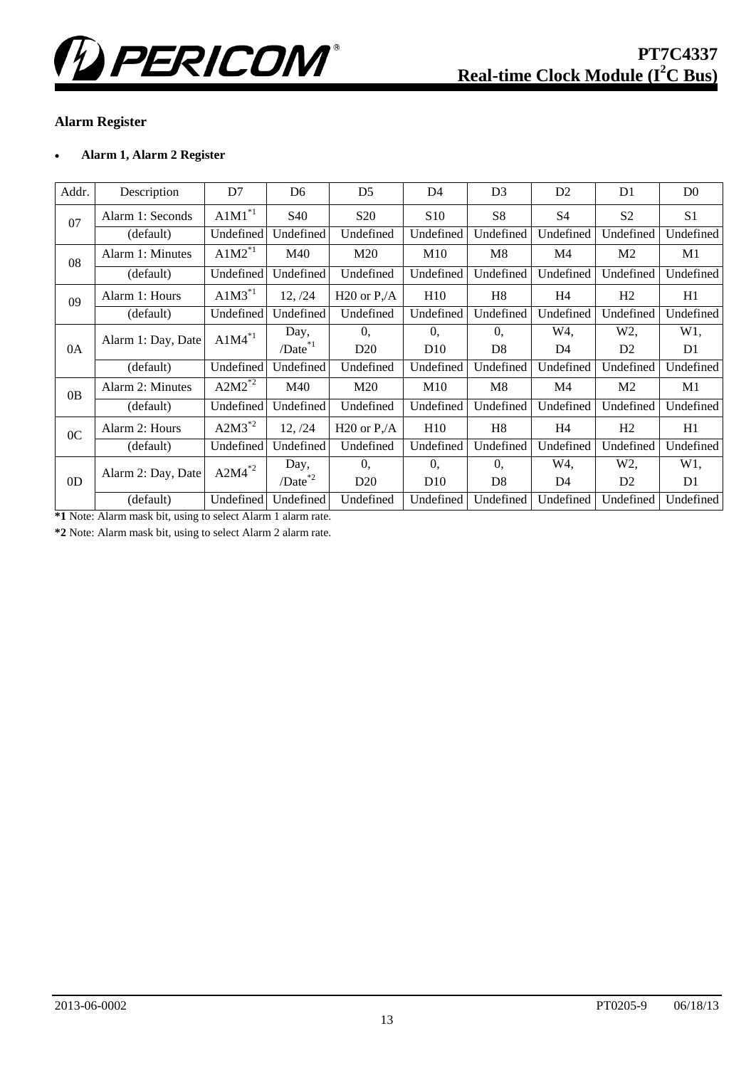## Alarm Register

- **Alarm 1, Alarm 2 Register**

| Addr. | Description | D7 | D6 | D5 | D4 | D3 | D2 | D1 | D0 |
|---|---|---|---|---|---|---|---|---|---|
| 07 | Alarm 1: Seconds | A1M1[*1] | S40 | S20 | S10 | S8 | S4 | S2 | S1 |
| | (default) | Undefined | Undefined | Undefined | Undefined | Undefined | Undefined | Undefined | Undefined |
| 08 | Alarm 1: Minutes | A1M2[*1] | M40 | M20 | M10 | M8 | M4 | M2 | M1 |
| | (default) | Undefined | Undefined | Undefined | Undefined | Undefined | Undefined | Undefined | Undefined |
| 09 | Alarm 1: Hours | A1M3[*1] | 12, /24 | H20 or P,/A | H10 | H8 | H4 | H2 | H1 |
| | (default) | Undefined | Undefined | Undefined | Undefined | Undefined | Undefined | Undefined | Undefined |
| 0A | Alarm 1: Day, Date | A1M4[*1] | Day, /Date[*1] | 0, D20 | 0, D10 | 0, D8 | W4, D4 | W2, D2 | W1, D1 |
| | (default) | Undefined | Undefined | Undefined | Undefined | Undefined | Undefined | Undefined | Undefined |
| 0B | Alarm 2: Minutes | A2M2[*2] | M40 | M20 | M10 | M8 | M4 | M2 | M1 |
| | (default) | Undefined | Undefined | Undefined | Undefined | Undefined | Undefined | Undefined | Undefined |
| 0C | Alarm 2: Hours | A2M3[*2] | 12, /24 | H20 or P,/A | H10 | H8 | H4 | H2 | H1 |
| | (default) | Undefined | Undefined | Undefined | Undefined | Undefined | Undefined | Undefined | Undefined |
| 0D | Alarm 2: Day, Date | A2M4[*2] | Day, /Date[*2] | 0, D20 | 0, D10 | 0, D8 | W4, D4 | W2, D2 | W1, D1 |
| | (default) | Undefined | Undefined | Undefined | Undefined | Undefined | Undefined | Undefined | Undefined |

**\*1** Note: Alarm mask bit, using to select Alarm 1 alarm rate.

**\*2** Note: Alarm mask bit, using to select Alarm 2 alarm rate.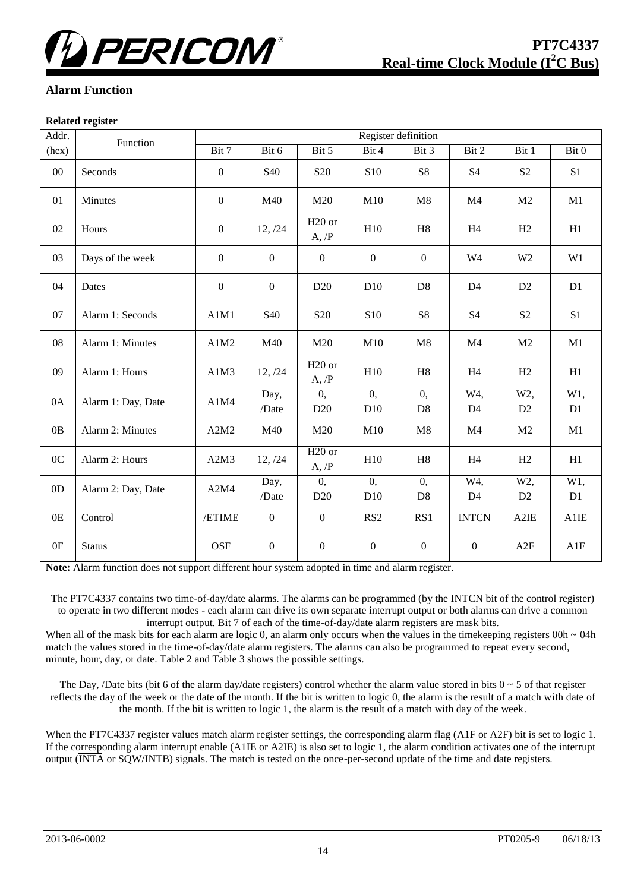## Alarm Function

**Related register**

| Addr. (hex) | Function | Register definition | | | | | | | |
|---|---|---|---|---|---|---|---|---|---|
| | | Bit 7 | Bit 6 | Bit 5 | Bit 4 | Bit 3 | Bit 2 | Bit 1 | Bit 0 |
| 00 | Seconds | 0 | S40 | S20 | S10 | S8 | S4 | S2 | S1 |
| 01 | Minutes | 0 | M40 | M20 | M10 | M8 | M4 | M2 | M1 |
| 02 | Hours | 0 | 12, /24 | H20 or A, /P | H10 | H8 | H4 | H2 | H1 |
| 03 | Days of the week | 0 | 0 | 0 | 0 | 0 | W4 | W2 | W1 |
| 04 | Dates | 0 | 0 | D20 | D10 | D8 | D4 | D2 | D1 |
| 07 | Alarm 1: Seconds | A1M1 | S40 | S20 | S10 | S8 | S4 | S2 | S1 |
| 08 | Alarm 1: Minutes | A1M2 | M40 | M20 | M10 | M8 | M4 | M2 | M1 |
| 09 | Alarm 1: Hours | A1M3 | 12, /24 | H20 or A, /P | H10 | H8 | H4 | H2 | H1 |
| 0A | Alarm 1: Day, Date | A1M4 | Day, /Date | 0, D20 | 0, D10 | 0, D8 | W4, D4 | W2, D2 | W1, D1 |
| 0B | Alarm 2: Minutes | A2M2 | M40 | M20 | M10 | M8 | M4 | M2 | M1 |
| 0C | Alarm 2: Hours | A2M3 | 12, /24 | H20 or A, /P | H10 | H8 | H4 | H2 | H1 |
| 0D | Alarm 2: Day, Date | A2M4 | Day, /Date | 0, D20 | 0, D10 | 0, D8 | W4, D4 | W2, D2 | W1, D1 |
| 0E | Control | /ETIME | 0 | 0 | RS2 | RS1 | INTCN | A2IE | A1IE |
| 0F | Status | OSF | 0 | 0 | 0 | 0 | 0 | A2F | A1F |

**Note:** Alarm function does not support different hour system adopted in time and alarm register.

The PT7C4337 contains two time-of-day/date alarms. The alarms can be programmed (by the INTCN bit of the control register) to operate in two different modes - each alarm can drive its own separate interrupt output or both alarms can drive a common interrupt output. Bit 7 of each of the time-of-day/date alarm registers are mask bits.

When all of the mask bits for each alarm are logic 0, an alarm only occurs when the values in the timekeeping registers 00h ~ 04h match the values stored in the time-of-day/date alarm registers. The alarms can also be programmed to repeat every second, minute, hour, day, or date. Table 2 and Table 3 shows the possible settings.

The Day, /Date bits (bit 6 of the alarm day/date registers) control whether the alarm value stored in bits 0 ~ 5 of that register reflects the day of the week or the date of the month. If the bit is written to logic 0, the alarm is the result of a match with date of the month. If the bit is written to logic 1, the alarm is the result of a match with day of the week.

When the PT7C4337 register values match alarm register settings, the corresponding alarm flag (A1F or A2F) bit is set to logic 1. If the corresponding alarm interrupt enable (A1IE or A2IE) is also set to logic 1, the alarm condition activates one of the interrupt output ($\overline{INTA}$ or SQW/$\overline{INTB}$) signals. The match is tested on the once-per-second update of the time and date registers.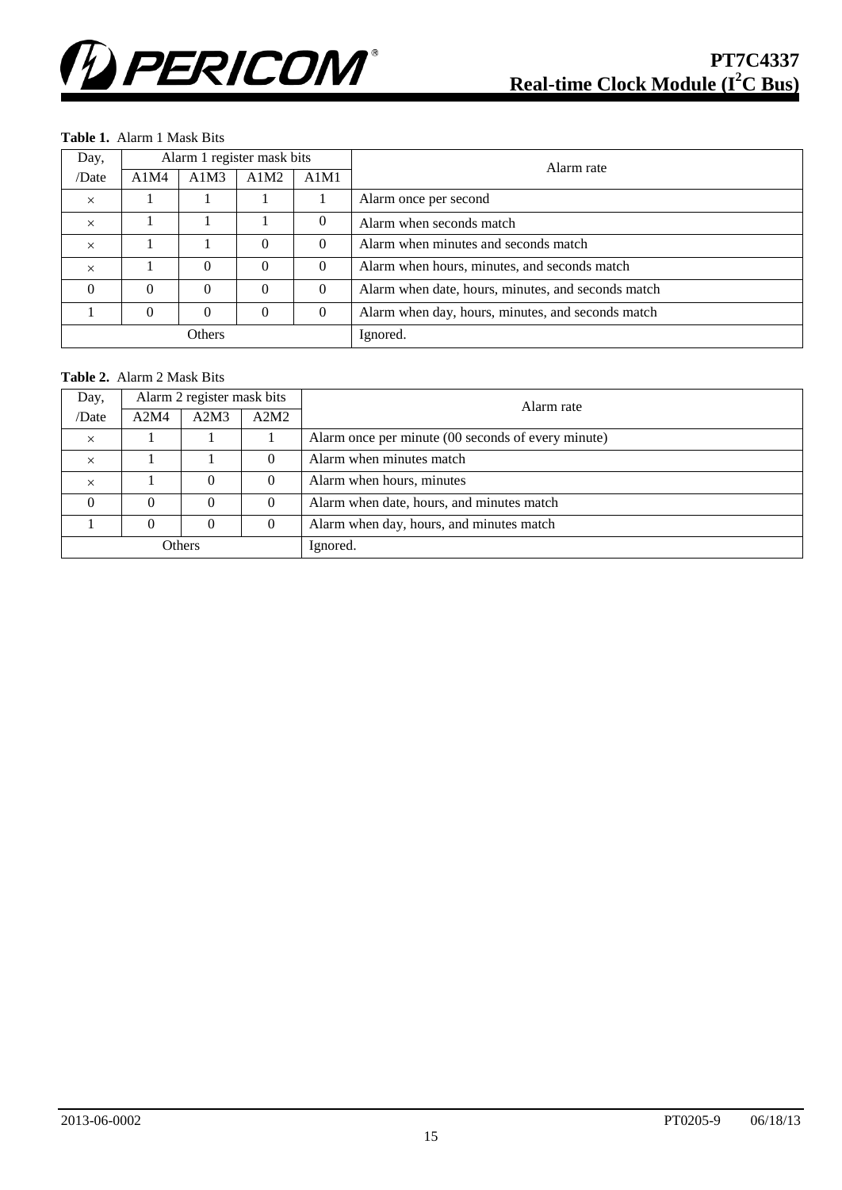**Table 1.** Alarm 1 Mask Bits

| Day, /Date | Alarm 1 register mask bits | | | | Alarm rate |
|---|---|---|---|---|---|
| | A1M4 | A1M3 | A1M2 | A1M1 | |
| × | 1 | 1 | 1 | 1 | Alarm once per second |
| × | 1 | 1 | 1 | 0 | Alarm when seconds match |
| × | 1 | 1 | 0 | 0 | Alarm when minutes and seconds match |
| × | 1 | 0 | 0 | 0 | Alarm when hours, minutes, and seconds match |
| 0 | 0 | 0 | 0 | 0 | Alarm when date, hours, minutes, and seconds match |
| 1 | 0 | 0 | 0 | 0 | Alarm when day, hours, minutes, and seconds match |
| Others | | | | | Ignored. |

**Table 2.** Alarm 2 Mask Bits

| Day, /Date | Alarm 2 register mask bits | | | Alarm rate |
|---|---|---|---|---|
| | A2M4 | A2M3 | A2M2 | |
| × | 1 | 1 | 1 | Alarm once per minute (00 seconds of every minute) |
| × | 1 | 1 | 0 | Alarm when minutes match |
| × | 1 | 0 | 0 | Alarm when hours, minutes |
| 0 | 0 | 0 | 0 | Alarm when date, hours, and minutes match |
| 1 | 0 | 0 | 0 | Alarm when day, hours, and minutes match |
| Others | | | | Ignored. |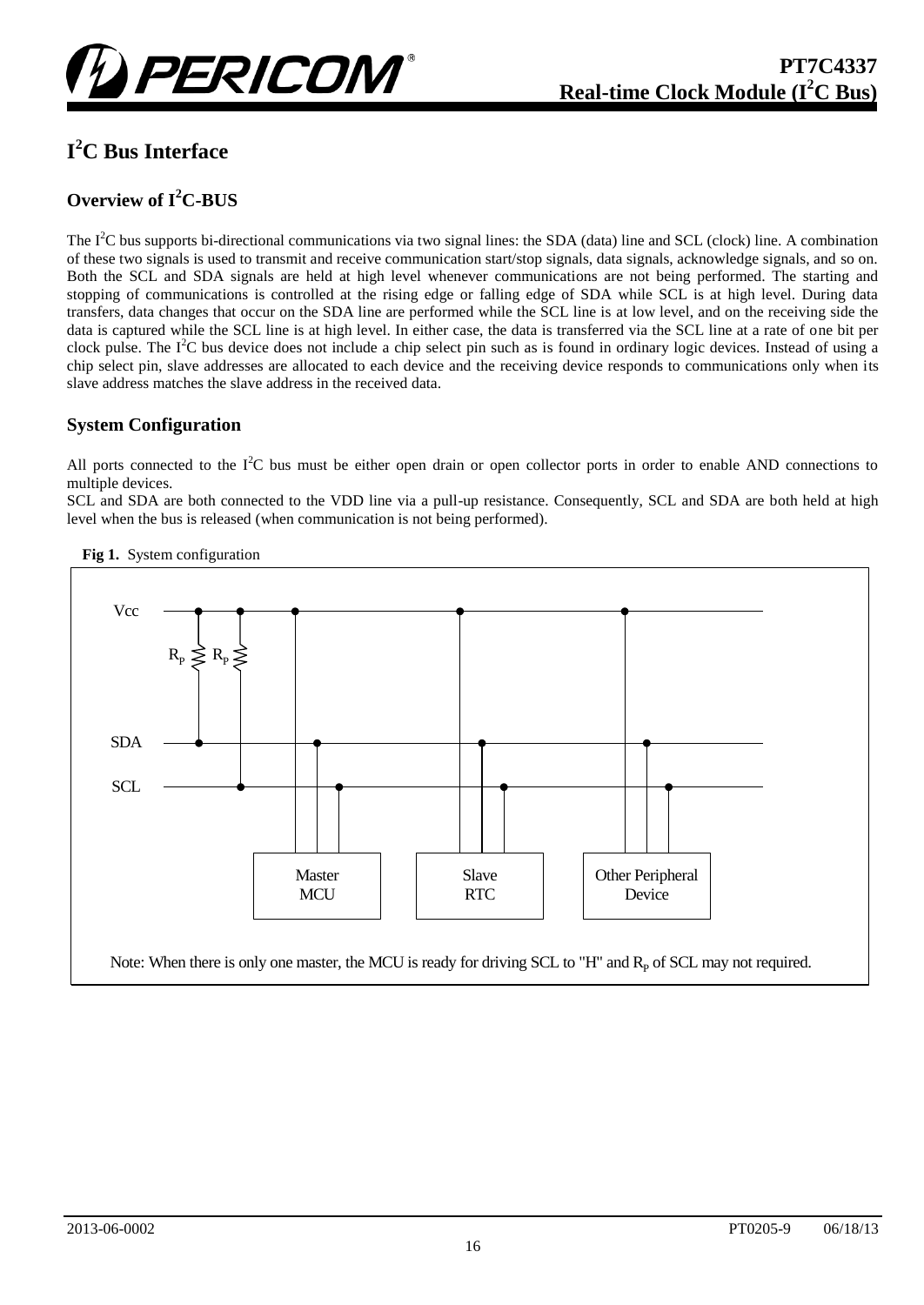# $I^2C$ Bus Interface

## Overview of $I^2C$-BUS

The $I^2C$ bus supports bi-directional communications via two signal lines: the SDA (data) line and SCL (clock) line. A combination of these two signals is used to transmit and receive communication start/stop signals, data signals, acknowledge signals, and so on. Both the SCL and SDA signals are held at high level whenever communications are not being performed. The starting and stopping of communications is controlled at the rising edge or falling edge of SDA while SCL is at high level. During data transfers, data changes that occur on the SDA line are performed while the SCL line is at low level, and on the receiving side the data is captured while the SCL line is at high level. In either case, the data is transferred via the SCL line at a rate of one bit per clock pulse. The $I^2C$ bus device does not include a chip select pin such as is found in ordinary logic devices. Instead of using a chip select pin, slave addresses are allocated to each device and the receiving device responds to communications only when its slave address matches the slave address in the received data.

## System Configuration

All ports connected to the $I^2C$ bus must be either open drain or open collector ports in order to enable AND connections to multiple devices.

SCL and SDA are both connected to the VDD line via a pull-up resistance. Consequently, SCL and SDA are both held at high level when the bus is released (when communication is not being performed).

**Fig 1.** System configuration

Vcc

$R_P$ $R_P$

SDA

SCL

Master MCU

Slave RTC

Other Peripheral Device

Note: When there is only one master, the MCU is ready for driving SCL to "H" and $R_P$ of SCL may not required.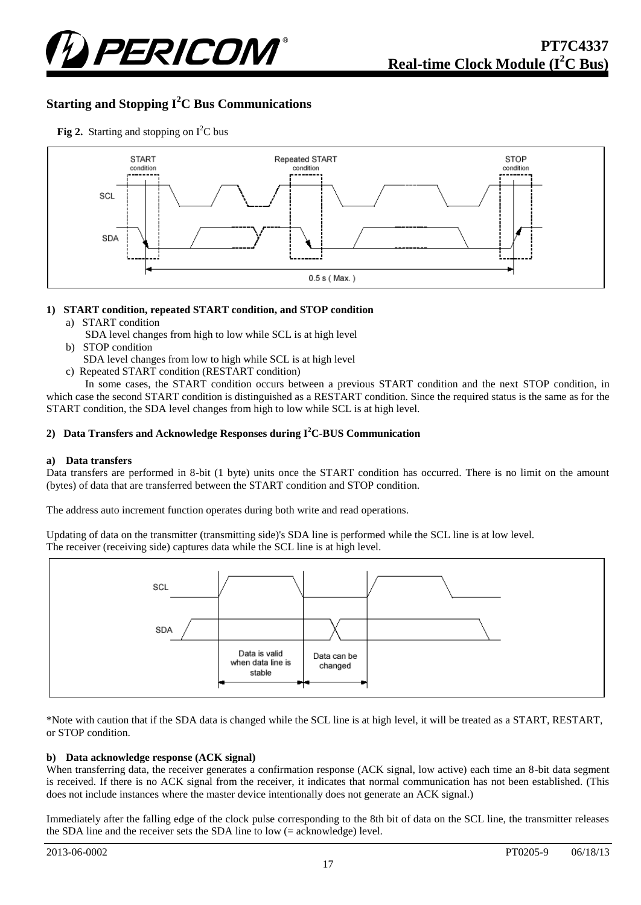## Starting and Stopping $I^2C$ Bus Communications

**Fig 2.** Starting and stopping on $I^2C$ bus

START condition

Repeated START condition

STOP condition

SCL

SDA

0.5 s ( Max. )

**1) START condition, repeated START condition, and STOP condition**

a) START condition

SDA level changes from high to low while SCL is at high level

b) STOP condition

SDA level changes from low to high while SCL is at high level

c) Repeated START condition (RESTART condition)

In some cases, the START condition occurs between a previous START condition and the next STOP condition, in which case the second START condition is distinguished as a RESTART condition. Since the required status is the same as for the START condition, the SDA level changes from high to low while SCL is at high level.

**2) Data Transfers and Acknowledge Responses during $I^2C$-BUS Communication**

**a) Data transfers**

Data transfers are performed in 8-bit (1 byte) units once the START condition has occurred. There is no limit on the amount (bytes) of data that are transferred between the START condition and STOP condition.

The address auto increment function operates during both write and read operations.

Updating of data on the transmitter (transmitting side)'s SDA line is performed while the SCL line is at low level.
The receiver (receiving side) captures data while the SCL line is at high level.

SCL

SDA

Data is valid when data line is stable

Data can be changed

*Note with caution that if the SDA data is changed while the SCL line is at high level, it will be treated as a START, RESTART, or STOP condition.

**b) Data acknowledge response (ACK signal)**

When transferring data, the receiver generates a confirmation response (ACK signal, low active) each time an 8-bit data segment is received. If there is no ACK signal from the receiver, it indicates that normal communication has not been established. (This does not include instances where the master device intentionally does not generate an ACK signal.)

Immediately after the falling edge of the clock pulse corresponding to the 8th bit of data on the SCL line, the transmitter releases the SDA line and the receiver sets the SDA line to low (= acknowledge) level.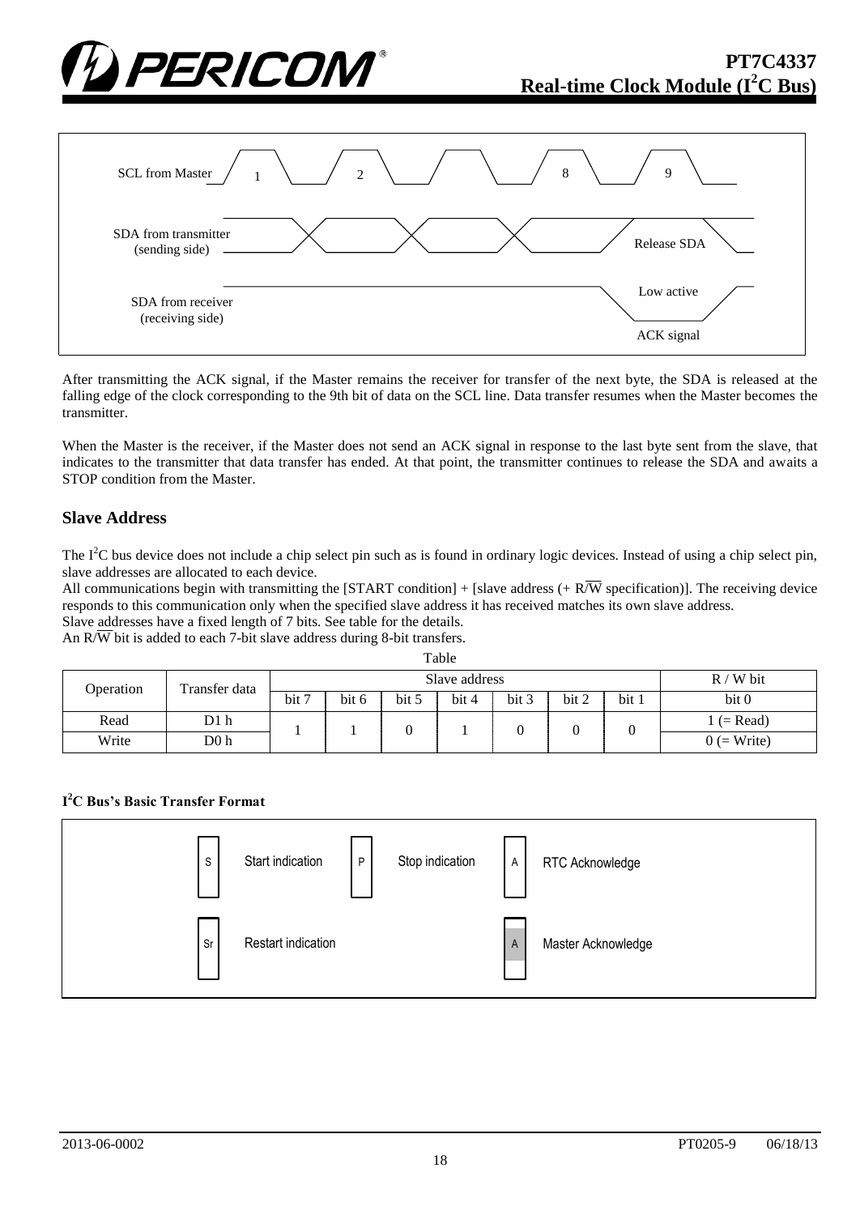SCL from Master 1 2 8 9

SDA from transmitter (sending side)

Release SDA

SDA from receiver (receiving side)

Low active

ACK signal

After transmitting the ACK signal, if the Master remains the receiver for transfer of the next byte, the SDA is released at the falling edge of the clock corresponding to the 9th bit of data on the SCL line. Data transfer resumes when the Master becomes the transmitter.

When the Master is the receiver, if the Master does not send an ACK signal in response to the last byte sent from the slave, that indicates to the transmitter that data transfer has ended. At that point, the transmitter continues to release the SDA and awaits a STOP condition from the Master.

## Slave Address

The I$^2$C bus device does not include a chip select pin such as is found in ordinary logic devices. Instead of using a chip select pin, slave addresses are allocated to each device.
All communications begin with transmitting the [START condition] + [slave address (+ R/$\overline{W}$ specification)]. The receiving device responds to this communication only when the specified slave address it has received matches its own slave address.
Slave addresses have a fixed length of 7 bits. See table for the details.
An R/$\overline{W}$ bit is added to each 7-bit slave address during 8-bit transfers.

Table

| Operation | Transfer data | Slave address | | | | | | | R / W bit |
|---|---|---|---|---|---|---|---|---|---|
| | | bit 7 | bit 6 | bit 5 | bit 4 | bit 3 | bit 2 | bit 1 | bit 0 |
| Read | D1 h | 1 | 1 | 0 | 1 | 0 | 0 | 0 | 1 (= Read) |
| Write | D0 h | 1 | 1 | 0 | 1 | 0 | 0 | 0 | 0 (= Write) |

#### I$^2$C Bus's Basic Transfer Format

S Start indication

P Stop indication

A RTC Acknowledge

Sr Restart indication

A Master Acknowledge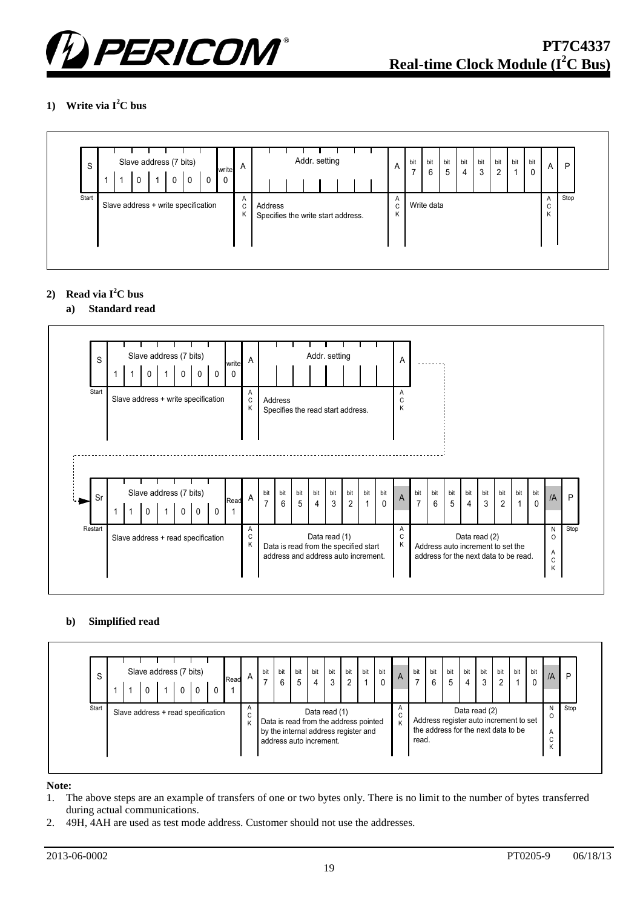## 1) Write via I²C bus

S | Slave address (7 bits) 1 1 0 1 0 0 0 | write 0 | A | Addr. setting | A | bit 7 | bit 6 | bit 5 | bit 4 | bit 3 | bit 2 | bit 1 | bit 0 | A | P

Start | Slave address + write specification | ACK | Address Specifies the write start address. | ACK | Write data | ACK | Stop

## 2) Read via I²C bus

### a) Standard read

S | Slave address (7 bits) 1 1 0 1 0 0 0 | write 0 | A | Addr. setting | A

Start | Slave address + write specification | ACK | Address Specifies the read start address. | ACK

Sr | Slave address (7 bits) 1 1 0 1 0 0 0 | Read 1 | A | bit 7 | bit 6 | bit 5 | bit 4 | bit 3 | bit 2 | bit 1 | bit 0 | A | bit 7 | bit 6 | bit 5 | bit 4 | bit 3 | bit 2 | bit 1 | bit 0 | /A | P

Restart | Slave address + read specification | ACK | Data read (1) Data is read from the specified start address and address auto increment. | ACK | Data read (2) Address auto increment to set the address for the next data to be read. | NO ACK | Stop

### b) Simplified read

S | Slave address (7 bits) 1 1 0 1 0 0 0 | Read 1 | A | bit 7 | bit 6 | bit 5 | bit 4 | bit 3 | bit 2 | bit 1 | bit 0 | A | bit 7 | bit 6 | bit 5 | bit 4 | bit 3 | bit 2 | bit 1 | bit 0 | /A | P

Start | Slave address + read specification | ACK | Data read (1) Data is read from the address pointed by the internal address register and address auto increment. | ACK | Data read (2) Address register auto increment to set the address for the next data to be read. | NO ACK | Stop

**Note:**

1. The above steps are an example of transfers of one or two bytes only. There is no limit to the number of bytes transferred during actual communications.
2. 49H, 4AH are used as test mode address. Customer should not use the addresses.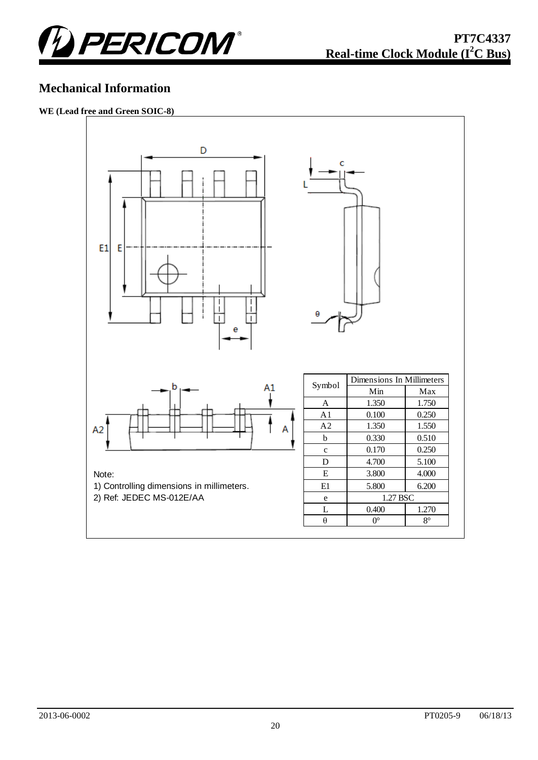## Mechanical Information

**WE (Lead free and Green SOIC-8)**

D

c

L

E1 E

e

θ

b A1

A2 A

Note:
1) Controlling dimensions in millimeters.
2) Ref: JEDEC MS-012E/AA

| Symbol | Dimensions In Millimeters | |
|---|---|---|
| | Min | Max |
| A | 1.350 | 1.750 |
| A1 | 0.100 | 0.250 |
| A2 | 1.350 | 1.550 |
| b | 0.330 | 0.510 |
| c | 0.170 | 0.250 |
| D | 4.700 | 5.100 |
| E | 3.800 | 4.000 |
| E1 | 5.800 | 6.200 |
| e | 1.27 BSC | |
| L | 0.400 | 1.270 |
| θ | 0° | 8° |

2013-06-0002 PT0205-9 06/18/13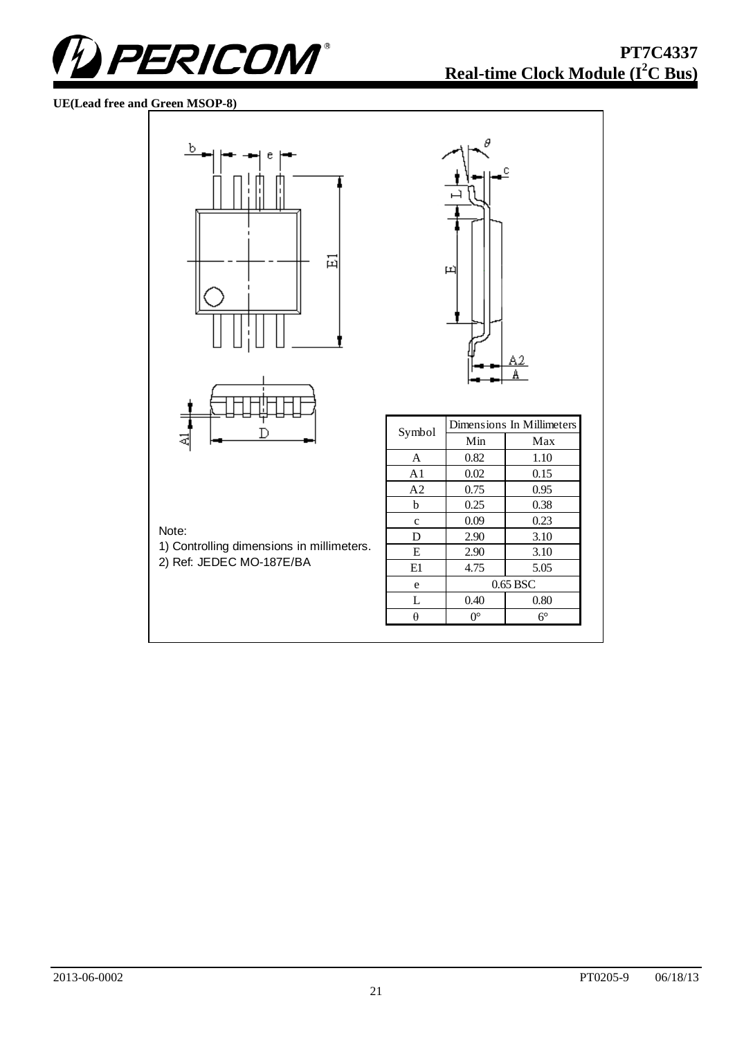**UE(Lead free and Green MSOP-8)**

Note:
1) Controlling dimensions in millimeters.
2) Ref: JEDEC MO-187E/BA

| Symbol | Dimensions In Millimeters | |
|---|---|---|
| | Min | Max |
| A | 0.82 | 1.10 |
| A1 | 0.02 | 0.15 |
| A2 | 0.75 | 0.95 |
| b | 0.25 | 0.38 |
| c | 0.09 | 0.23 |
| D | 2.90 | 3.10 |
| E | 2.90 | 3.10 |
| E1 | 4.75 | 5.05 |
| e | 0.65 BSC | |
| L | 0.40 | 0.80 |
| θ | 0° | 6° |

2013-06-0002 PT0205-9 06/18/13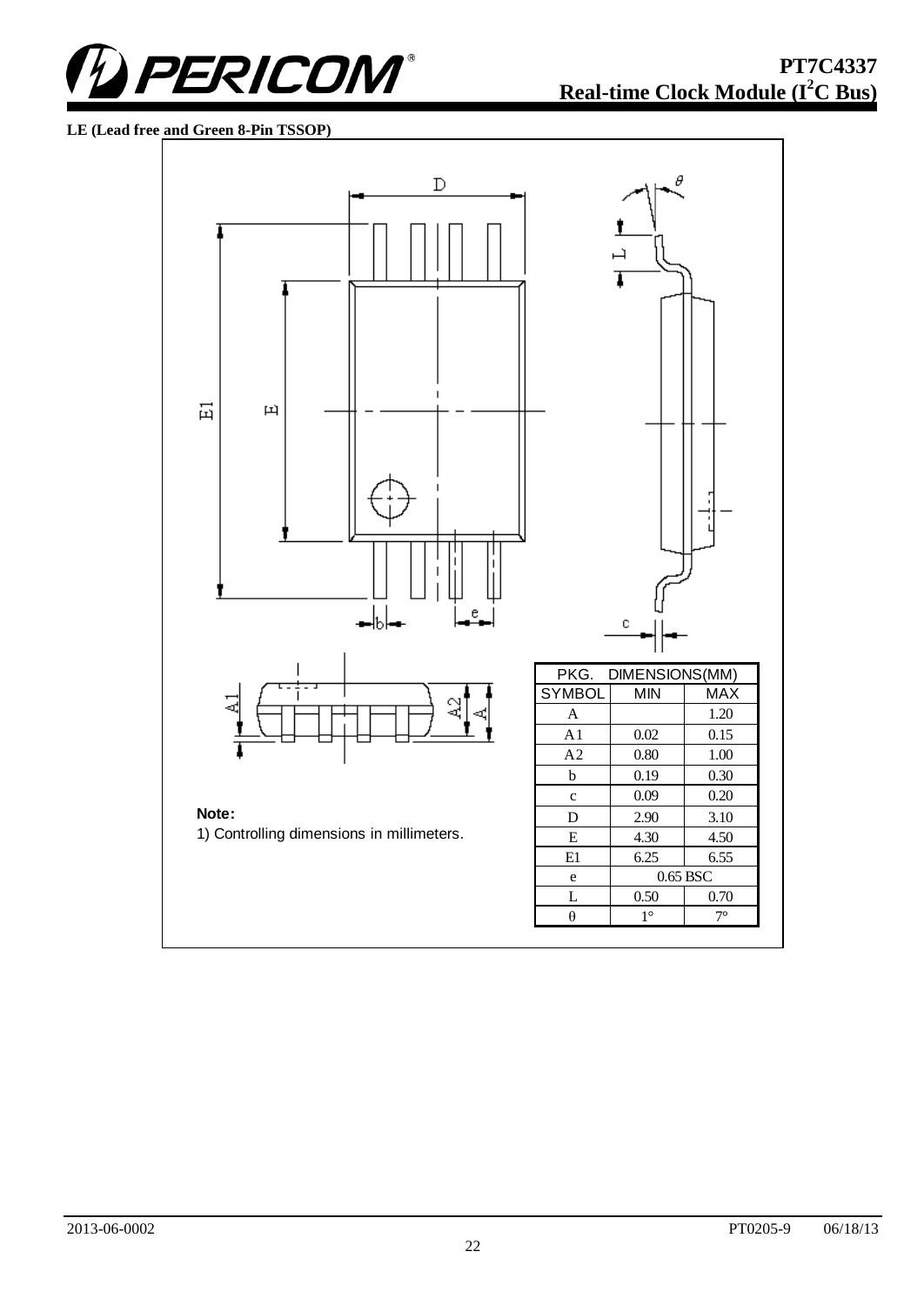**LE (Lead free and Green 8-Pin TSSOP)**

D
E1
E
L
θ
b
e
c
A1
A2
A

| PKG. DIMENSIONS(MM) | | |
|---|---|---|
| SYMBOL | MIN | MAX |
| A | | 1.20 |
| A1 | 0.02 | 0.15 |
| A2 | 0.80 | 1.00 |
| b | 0.19 | 0.30 |
| c | 0.09 | 0.20 |
| D | 2.90 | 3.10 |
| E | 4.30 | 4.50 |
| E1 | 6.25 | 6.55 |
| e | 0.65 BSC | |
| L | 0.50 | 0.70 |
| θ | 1° | 7° |

**Note:**

1) Controlling dimensions in millimeters.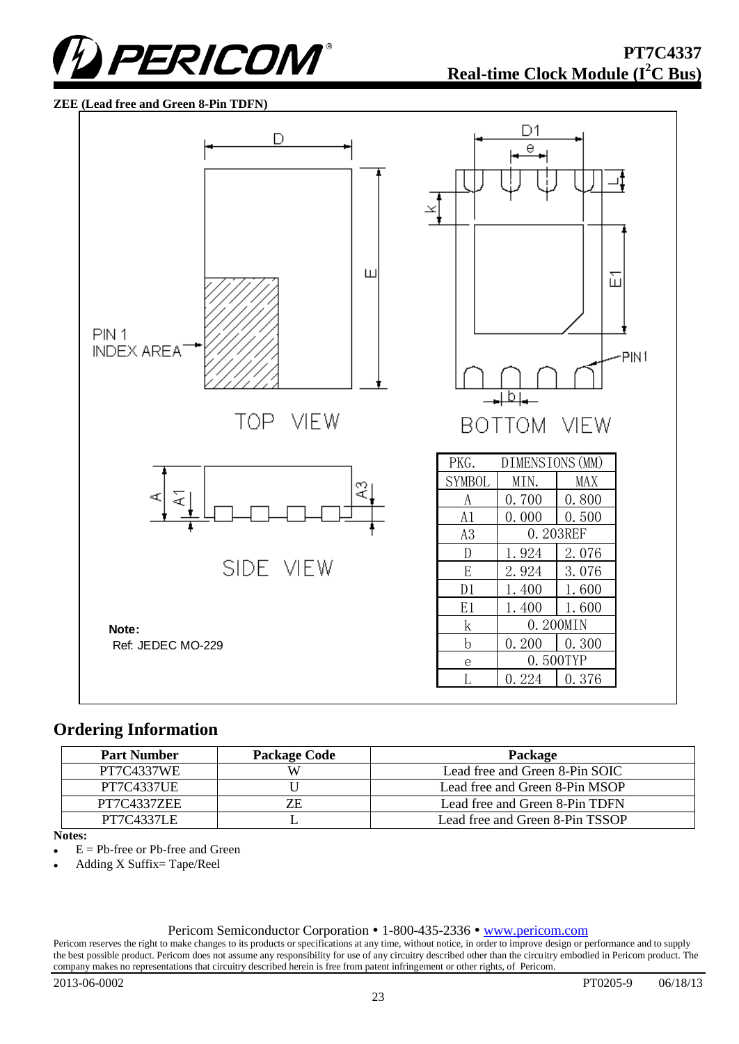**ZEE (Lead free and Green 8-Pin TDFN)**

TOP VIEW

PIN 1 INDEX AREA

D

E

BOTTOM VIEW

D1

e

k

L

E1

PIN1

b

SIDE VIEW

A

A1

A3

| PKG. | DIMENSIONS (MM) | |
|---|---|---|
| SYMBOL | MIN. | MAX |
| A | 0.700 | 0.800 |
| A1 | 0.000 | 0.500 |
| A3 | 0.203REF | |
| D | 1.924 | 2.076 |
| E | 2.924 | 3.076 |
| D1 | 1.400 | 1.600 |
| E1 | 1.400 | 1.600 |
| k | 0.200MIN | |
| b | 0.200 | 0.300 |
| e | 0.500TYP | |
| L | 0.224 | 0.376 |

**Note:**
Ref: JEDEC MO-229

## Ordering Information

| Part Number | Package Code | Package |
|---|---|---|
| PT7C4337WE | W | Lead free and Green 8-Pin SOIC |
| PT7C4337UE | U | Lead free and Green 8-Pin MSOP |
| PT7C4337ZEE | ZE | Lead free and Green 8-Pin TDFN |
| PT7C4337LE | L | Lead free and Green 8-Pin TSSOP |

**Notes:**

- E = Pb-free or Pb-free and Green
- Adding X Suffix= Tape/Reel

Pericom Semiconductor Corporation • 1-800-435-2336 • www.pericom.com

Pericom reserves the right to make changes to its products or specifications at any time, without notice, in order to improve design or performance and to supply the best possible product. Pericom does not assume any responsibility for use of any circuitry described other than the circuitry embodied in Pericom product. The company makes no representations that circuitry described herein is free from patent infringement or other rights, of Pericom.

2013-06-0002 PT0205-9 06/18/13